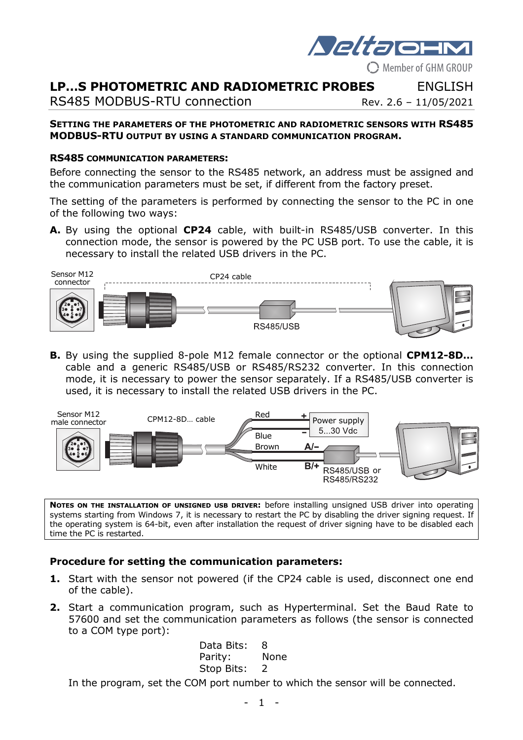# LP…S PHOTOMETRIC AND RADIOMETRIC PROBES

ENGLISH

RS485 MODBUS-RTU connection

Rev. 2.6 – 11/05/2021

**SETTING THE PARAMETERS OF THE PHOTOMETRIC AND RADIOMETRIC SENSORS WITH RS485 MODBUS-RTU OUTPUT BY USING A STANDARD COMMUNICATION PROGRAM.**

## RS485 COMMUNICATION PARAMETERS:

Before connecting the sensor to the RS485 network, an address must be assigned and the communication parameters must be set, if different from the factory preset.

The setting of the parameters is performed by connecting the sensor to the PC in one of the following two ways:

**A.** By using the optional **CP24** cable, with built-in RS485/USB converter. In this connection mode, the sensor is powered by the PC USB port. To use the cable, it is necessary to install the related USB drivers in the PC.

Sensor M12 connector — CP24 cable — RS485/USB

**B.** By using the supplied 8-pole M12 female connector or the optional **CPM12-8D…** cable and a generic RS485/USB or RS485/RS232 converter. In this connection mode, it is necessary to power the sensor separately. If a RS485/USB converter is used, it is necessary to install the related USB drivers in the PC.

Sensor M12 male connector — CPM12-8D… cable — Red (+), Blue (–): Power supply 5…30 Vdc — Brown (A/–), White (B/+): RS485/USB or RS485/RS232

**NOTES ON THE INSTALLATION OF UNSIGNED USB DRIVER:** before installing unsigned USB driver into operating systems starting from Windows 7, it is necessary to restart the PC by disabling the driver signing request. If the operating system is 64-bit, even after installation the request of driver signing have to be disabled each time the PC is restarted.

### Procedure for setting the communication parameters:

**1.** Start with the sensor not powered (if the CP24 cable is used, disconnect one end of the cable).

**2.** Start a communication program, such as Hyperterminal. Set the Baud Rate to 57600 and set the communication parameters as follows (the sensor is connected to a COM type port):

Data Bits: 8
Parity: None
Stop Bits: 2

In the program, set the COM port number to which the sensor will be connected.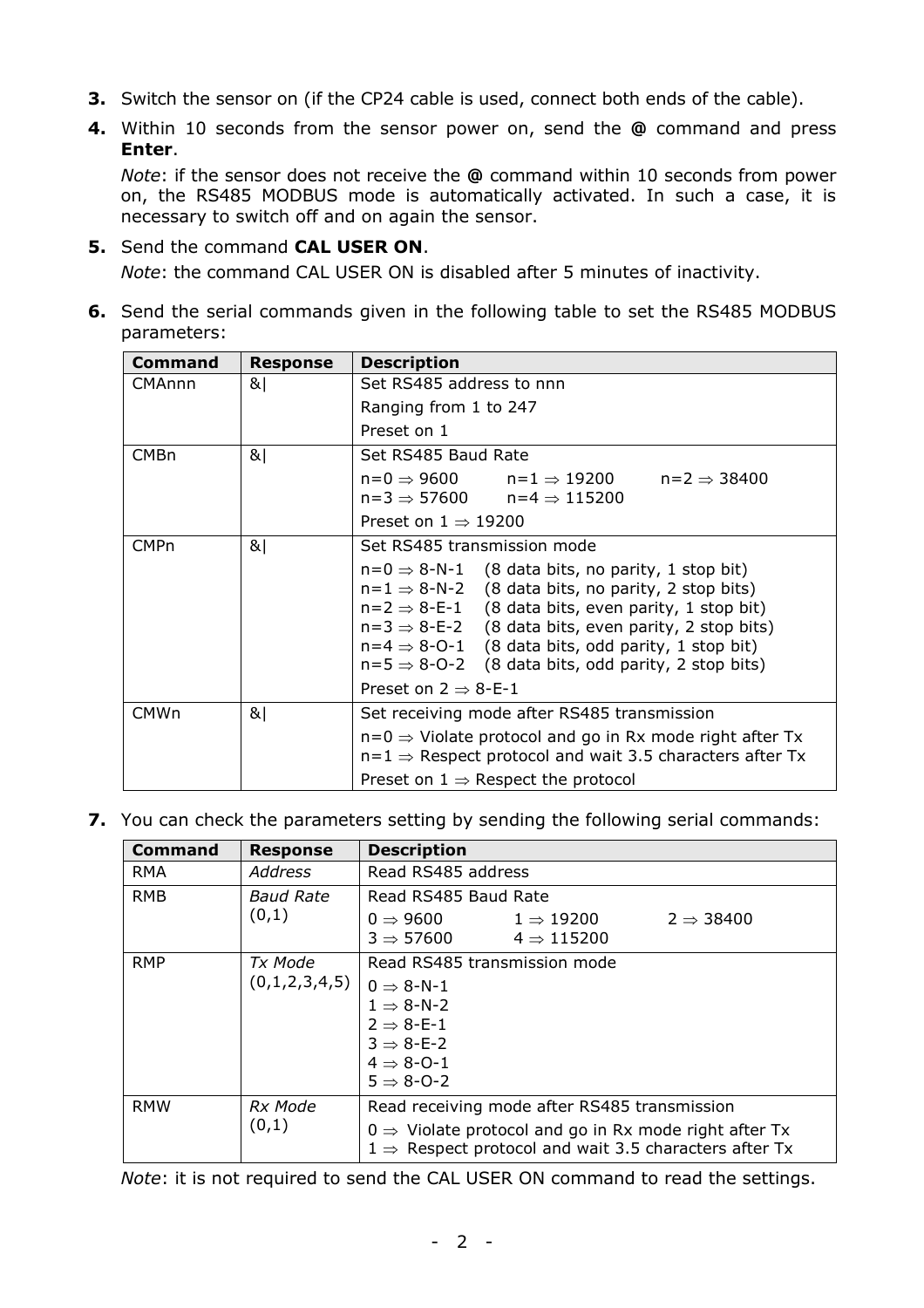3. Switch the sensor on (if the CP24 cable is used, connect both ends of the cable).
4. Within 10 seconds from the sensor power on, send the **@** command and press **Enter**.

   *Note*: if the sensor does not receive the **@** command within 10 seconds from power on, the RS485 MODBUS mode is automatically activated. In such a case, it is necessary to switch off and on again the sensor.
5. Send the command **CAL USER ON**.

   *Note*: the command CAL USER ON is disabled after 5 minutes of inactivity.
6. Send the serial commands given in the following table to set the RS485 MODBUS parameters:

| Command | Response | Description |
|---|---|---|
| CMAnnn | &\| | Set RS485 address to nnn<br>Ranging from 1 to 247<br>Preset on 1 |
| CMBn | &\| | Set RS485 Baud Rate<br>n=0 ⇒ 9600 n=1 ⇒ 19200 n=2 ⇒ 38400<br>n=3 ⇒ 57600 n=4 ⇒ 115200<br>Preset on 1 ⇒ 19200 |
| CMPn | &\| | Set RS485 transmission mode<br>n=0 ⇒ 8-N-1 (8 data bits, no parity, 1 stop bit)<br>n=1 ⇒ 8-N-2 (8 data bits, no parity, 2 stop bits)<br>n=2 ⇒ 8-E-1 (8 data bits, even parity, 1 stop bit)<br>n=3 ⇒ 8-E-2 (8 data bits, even parity, 2 stop bits)<br>n=4 ⇒ 8-O-1 (8 data bits, odd parity, 1 stop bit)<br>n=5 ⇒ 8-O-2 (8 data bits, odd parity, 2 stop bits)<br>Preset on 2 ⇒ 8-E-1 |
| CMWn | &\| | Set receiving mode after RS485 transmission<br>n=0 ⇒ Violate protocol and go in Rx mode right after Tx<br>n=1 ⇒ Respect protocol and wait 3.5 characters after Tx<br>Preset on 1 ⇒ Respect the protocol |

7. You can check the parameters setting by sending the following serial commands:

| Command | Response | Description |
|---|---|---|
| RMA | *Address* | Read RS485 address |
| RMB | *Baud Rate* (0,1) | Read RS485 Baud Rate<br>0 ⇒ 9600 1 ⇒ 19200 2 ⇒ 38400<br>3 ⇒ 57600 4 ⇒ 115200 |
| RMP | *Tx Mode* (0,1,2,3,4,5) | Read RS485 transmission mode<br>0 ⇒ 8-N-1<br>1 ⇒ 8-N-2<br>2 ⇒ 8-E-1<br>3 ⇒ 8-E-2<br>4 ⇒ 8-O-1<br>5 ⇒ 8-O-2 |
| RMW | *Rx Mode* (0,1) | Read receiving mode after RS485 transmission<br>0 ⇒ Violate protocol and go in Rx mode right after Tx<br>1 ⇒ Respect protocol and wait 3.5 characters after Tx |

*Note*: it is not required to send the CAL USER ON command to read the settings.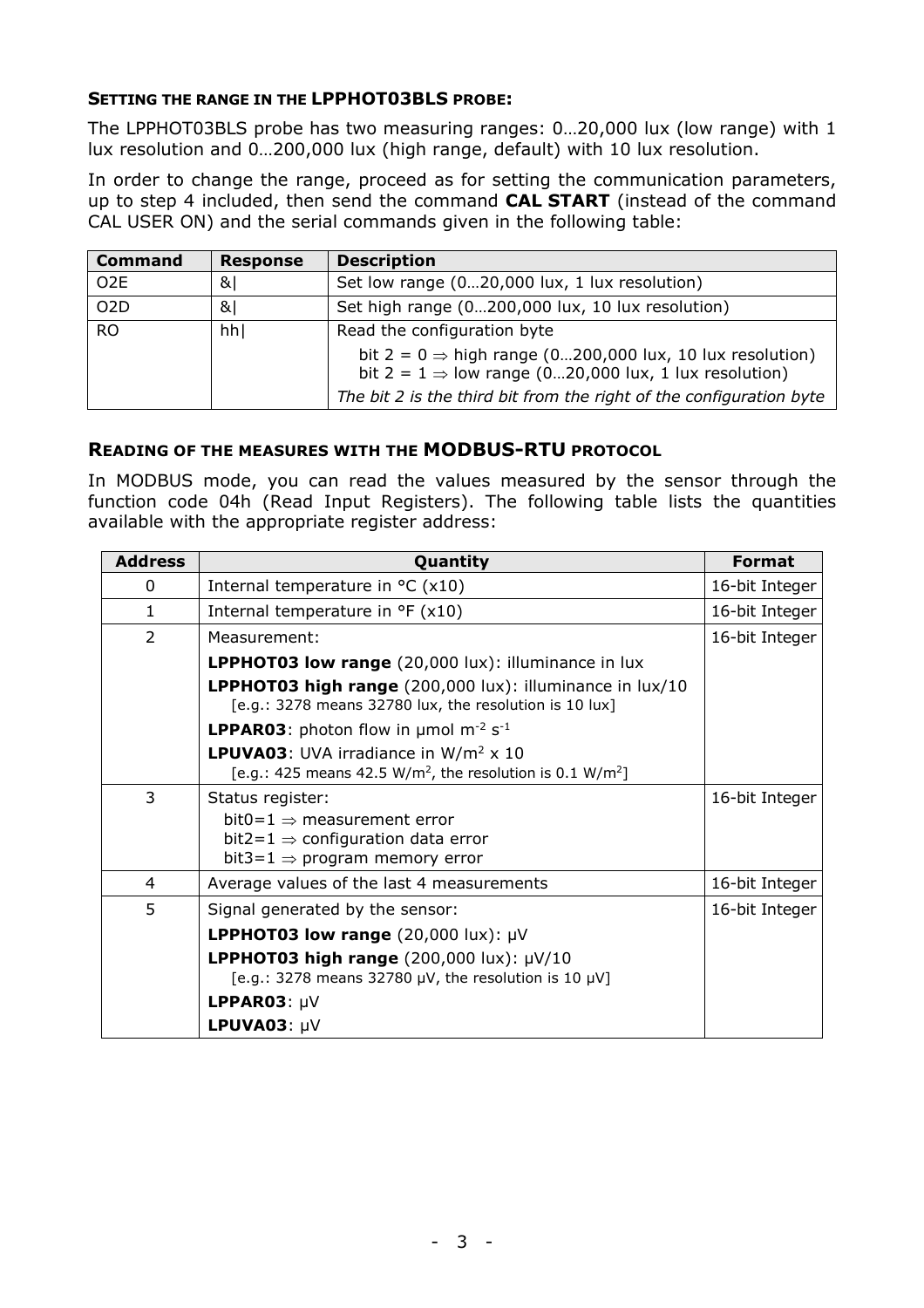### SETTING THE RANGE IN THE LPPHOT03BLS PROBE:

The LPPHOT03BLS probe has two measuring ranges: 0…20,000 lux (low range) with 1 lux resolution and 0…200,000 lux (high range, default) with 10 lux resolution.

In order to change the range, proceed as for setting the communication parameters, up to step 4 included, then send the command **CAL START** (instead of the command CAL USER ON) and the serial commands given in the following table:

| Command | Response | Description |
|---|---|---|
| O2E | &\| | Set low range (0…20,000 lux, 1 lux resolution) |
| O2D | &\| | Set high range (0…200,000 lux, 10 lux resolution) |
| RO | hh\| | Read the configuration byte<br>bit 2 = 0 ⇒ high range (0…200,000 lux, 10 lux resolution)<br>bit 2 = 1 ⇒ low range (0…20,000 lux, 1 lux resolution)<br>*The bit 2 is the third bit from the right of the configuration byte* |

### READING OF THE MEASURES WITH THE MODBUS-RTU PROTOCOL

In MODBUS mode, you can read the values measured by the sensor through the function code 04h (Read Input Registers). The following table lists the quantities available with the appropriate register address:

| Address | Quantity | Format |
|---|---|---|
| 0 | Internal temperature in °C (x10) | 16-bit Integer |
| 1 | Internal temperature in °F (x10) | 16-bit Integer |
| 2 | Measurement:<br>**LPPHOT03 low range** (20,000 lux): illuminance in lux<br>**LPPHOT03 high range** (200,000 lux): illuminance in lux/10<br>[e.g.: 3278 means 32780 lux, the resolution is 10 lux]<br>**LPPAR03**: photon flow in μmol $m^{-2}$ $s^{-1}$<br>**LPUVA03**: UVA irradiance in $W/m^2$ x 10<br>[e.g.: 425 means 42.5 $W/m^2$, the resolution is 0.1 $W/m^2$] | 16-bit Integer |
| 3 | Status register:<br>bit0=1 ⇒ measurement error<br>bit2=1 ⇒ configuration data error<br>bit3=1 ⇒ program memory error | 16-bit Integer |
| 4 | Average values of the last 4 measurements | 16-bit Integer |
| 5 | Signal generated by the sensor:<br>**LPPHOT03 low range** (20,000 lux): μV<br>**LPPHOT03 high range** (200,000 lux): μV/10<br>[e.g.: 3278 means 32780 μV, the resolution is 10 μV]<br>**LPPAR03**: μV<br>**LPUVA03**: μV | 16-bit Integer |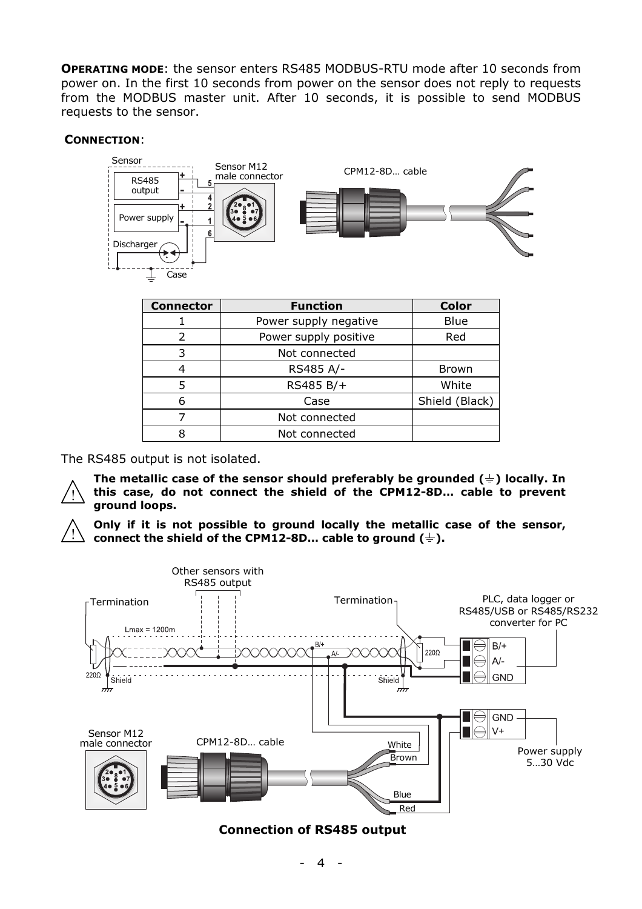**OPERATING MODE**: the sensor enters RS485 MODBUS-RTU mode after 10 seconds from power on. In the first 10 seconds from power on the sensor does not reply to requests from the MODBUS master unit. After 10 seconds, it is possible to send MODBUS requests to the sensor.

**CONNECTION**:

| Connector | Function | Color |
|---|---|---|
| 1 | Power supply negative | Blue |
| 2 | Power supply positive | Red |
| 3 | Not connected | |
| 4 | RS485 A/- | Brown |
| 5 | RS485 B/+ | White |
| 6 | Case | Shield (Black) |
| 7 | Not connected | |
| 8 | Not connected | |

The RS485 output is not isolated.

⚠ **The metallic case of the sensor should preferably be grounded (⏚) locally. In this case, do not connect the shield of the CPM12-8D… cable to prevent ground loops.**

⚠ **Only if it is not possible to ground locally the metallic case of the sensor, connect the shield of the CPM12-8D… cable to ground (⏚).**

**Connection of RS485 output**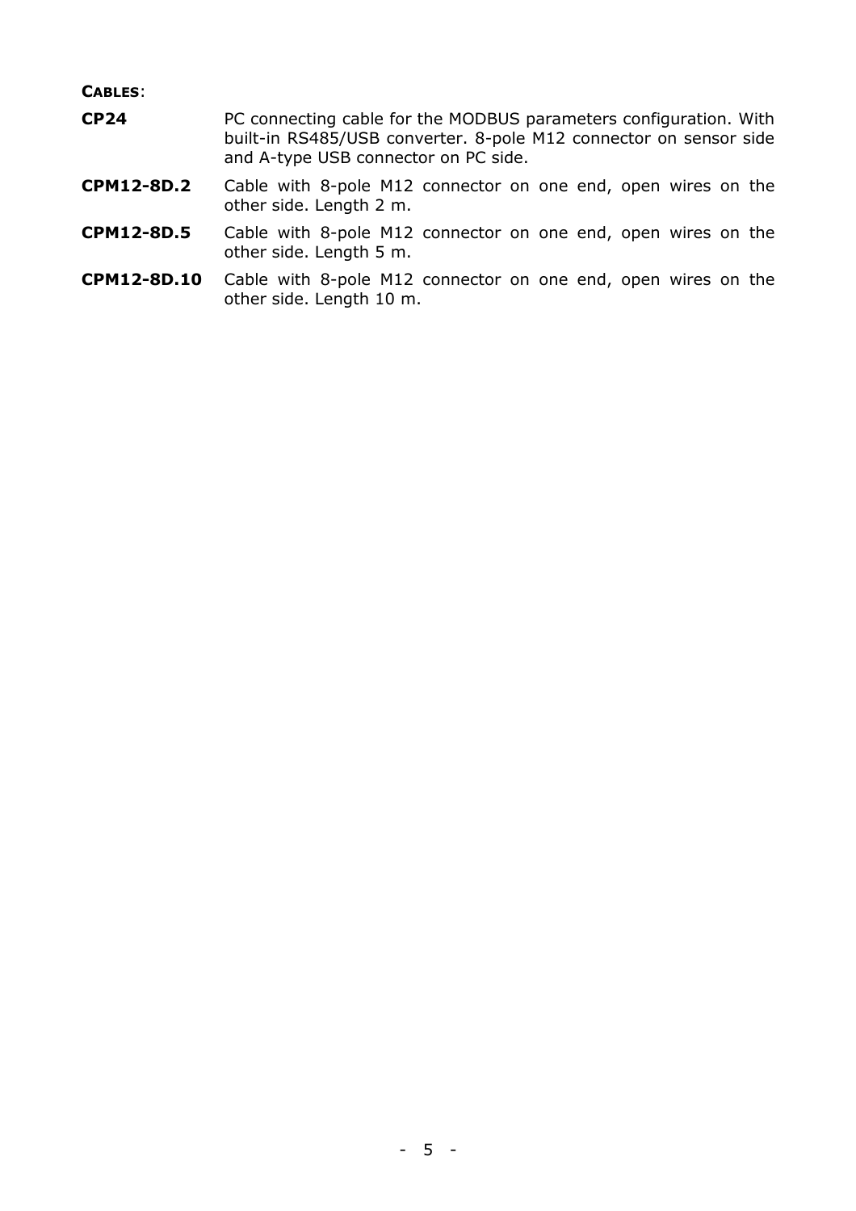**CABLES**:

**CP24** PC connecting cable for the MODBUS parameters configuration. With built-in RS485/USB converter. 8-pole M12 connector on sensor side and A-type USB connector on PC side.

**CPM12-8D.2** Cable with 8-pole M12 connector on one end, open wires on the other side. Length 2 m.

**CPM12-8D.5** Cable with 8-pole M12 connector on one end, open wires on the other side. Length 5 m.

**CPM12-8D.10** Cable with 8-pole M12 connector on one end, open wires on the other side. Length 10 m.